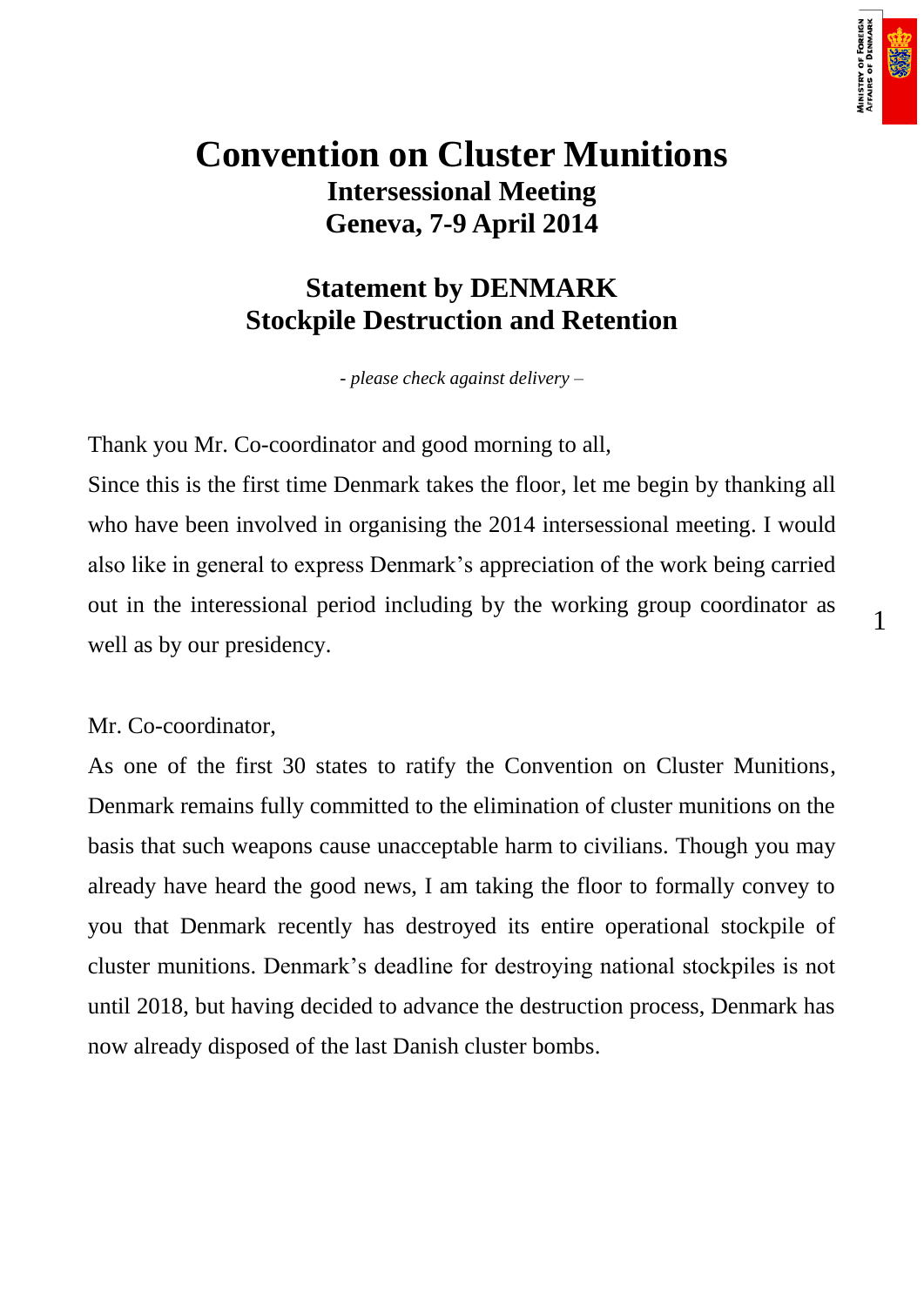# Convention on Cluster Munitions

## Intersessional Meeting
## Geneva, 7-9 April 2014

## Statement by DENMARK
## Stockpile Destruction and Retention

*- please check against delivery –*

Thank you Mr. Co-coordinator and good morning to all,

Since this is the first time Denmark takes the floor, let me begin by thanking all who have been involved in organising the 2014 intersessional meeting. I would also like in general to express Denmark's appreciation of the work being carried out in the interessional period including by the working group coordinator as well as by our presidency.

Mr. Co-coordinator,

As one of the first 30 states to ratify the Convention on Cluster Munitions, Denmark remains fully committed to the elimination of cluster munitions on the basis that such weapons cause unacceptable harm to civilians. Though you may already have heard the good news, I am taking the floor to formally convey to you that Denmark recently has destroyed its entire operational stockpile of cluster munitions. Denmark's deadline for destroying national stockpiles is not until 2018, but having decided to advance the destruction process, Denmark has now already disposed of the last Danish cluster bombs.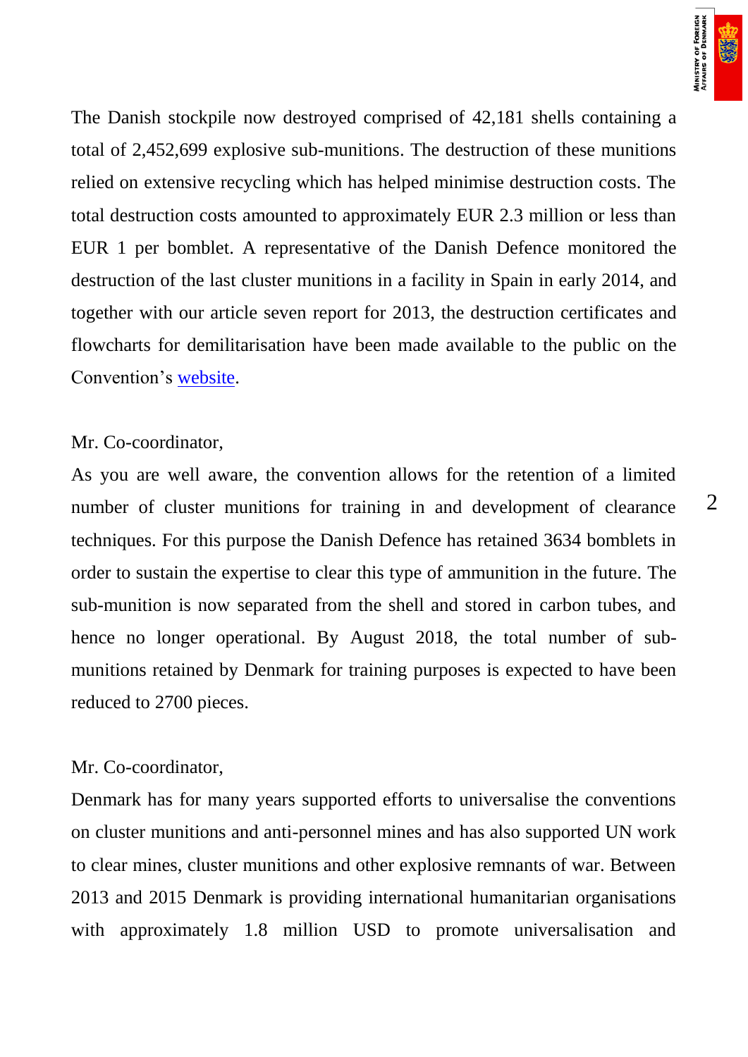The Danish stockpile now destroyed comprised of 42,181 shells containing a total of 2,452,699 explosive sub-munitions. The destruction of these munitions relied on extensive recycling which has helped minimise destruction costs. The total destruction costs amounted to approximately EUR 2.3 million or less than EUR 1 per bomblet. A representative of the Danish Defence monitored the destruction of the last cluster munitions in a facility in Spain in early 2014, and together with our article seven report for 2013, the destruction certificates and flowcharts for demilitarisation have been made available to the public on the Convention's website.

Mr. Co-coordinator,

As you are well aware, the convention allows for the retention of a limited number of cluster munitions for training in and development of clearance techniques. For this purpose the Danish Defence has retained 3634 bomblets in order to sustain the expertise to clear this type of ammunition in the future. The sub-munition is now separated from the shell and stored in carbon tubes, and hence no longer operational. By August 2018, the total number of sub-munitions retained by Denmark for training purposes is expected to have been reduced to 2700 pieces.

Mr. Co-coordinator,

Denmark has for many years supported efforts to universalise the conventions on cluster munitions and anti-personnel mines and has also supported UN work to clear mines, cluster munitions and other explosive remnants of war. Between 2013 and 2015 Denmark is providing international humanitarian organisations with approximately 1.8 million USD to promote universalisation and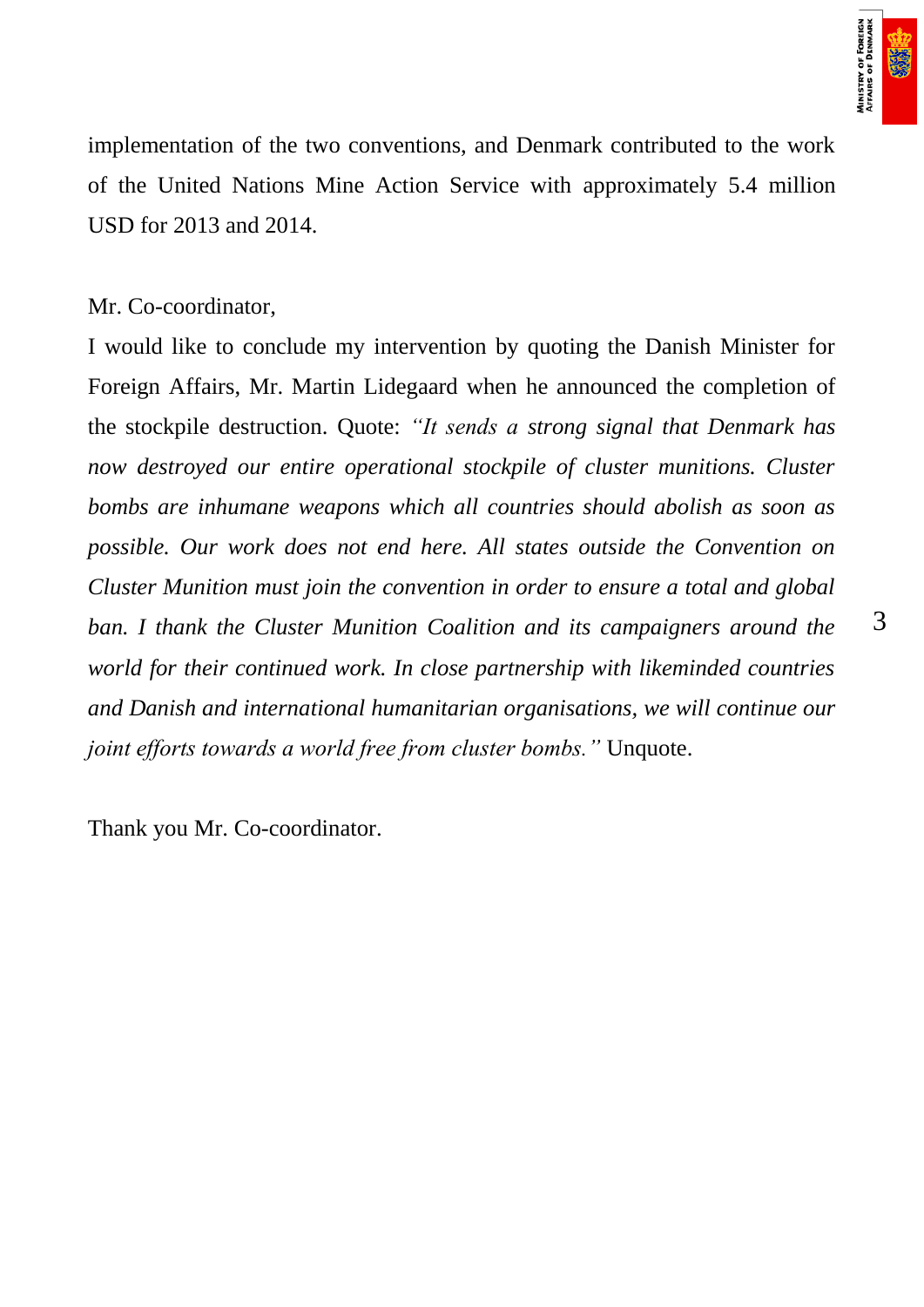implementation of the two conventions, and Denmark contributed to the work of the United Nations Mine Action Service with approximately 5.4 million USD for 2013 and 2014.

Mr. Co-coordinator,

I would like to conclude my intervention by quoting the Danish Minister for Foreign Affairs, Mr. Martin Lidegaard when he announced the completion of the stockpile destruction. Quote: *"It sends a strong signal that Denmark has now destroyed our entire operational stockpile of cluster munitions. Cluster bombs are inhumane weapons which all countries should abolish as soon as possible. Our work does not end here. All states outside the Convention on Cluster Munition must join the convention in order to ensure a total and global ban. I thank the Cluster Munition Coalition and its campaigners around the world for their continued work. In close partnership with likeminded countries and Danish and international humanitarian organisations, we will continue our joint efforts towards a world free from cluster bombs."* Unquote.

Thank you Mr. Co-coordinator.